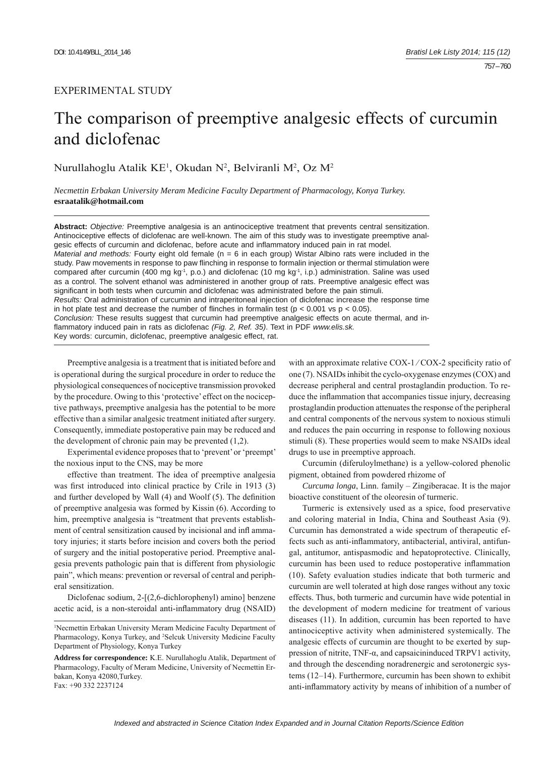EXPERIMENTAL STUDY

# The comparison of preemptive analgesic effects of curcumin and diclofenac

Nurullahoglu Atalik KE[1], Okudan N[2], Belviranli M[2], Oz M[2]

*Necmettin Erbakan University Meram Medicine Faculty Department of Pharmacology, Konya Turkey.*
**esraatalik@hotmail.com**

**Abstract:** *Objective:* Preemptive analgesia is an antinociceptive treatment that prevents central sensitization. Antinociceptive effects of diclofenac are well-known. The aim of this study was to investigate preemptive analgesic effects of curcumin and diclofenac, before acute and inflammatory induced pain in rat model.
*Material and methods:* Fourty eight old female (n = 6 in each group) Wistar Albino rats were included in the study. Paw movements in response to paw flinching in response to formalin injection or thermal stimulation were compared after curcumin (400 mg $kg^{-1}$, p.o.) and diclofenac (10 mg $kg^{-1}$, i.p.) administration. Saline was used as a control. The solvent ethanol was administered in another group of rats. Preemptive analgesic effect was significant in both tests when curcumin and diclofenac was administrated before the pain stimuli.
*Results:* Oral administration of curcumin and intraperitoneal injection of diclofenac increase the response time in hot plate test and decrease the number of flinches in formalin test ($p < 0.001$ vs $p < 0.05$).
*Conclusion:* These results suggest that curcumin had preemptive analgesic effects on acute thermal, and inflammatory induced pain in rats as diclofenac *(Fig. 2, Ref. 35)*. Text in PDF *www.elis.sk.*
Key words: curcumin, diclofenac, preemptive analgesic effect, rat.

Preemptive analgesia is a treatment that is initiated before and is operational during the surgical procedure in order to reduce the physiological consequences of nociceptive transmission provoked by the procedure. Owing to this 'protective' effect on the nociceptive pathways, preemptive analgesia has the potential to be more effective than a similar analgesic treatment initiated after surgery. Consequently, immediate postoperative pain may be reduced and the development of chronic pain may be prevented (1,2).

Experimental evidence proposes that to 'prevent' or 'preempt' the noxious input to the CNS, may be more

effective than treatment. The idea of preemptive analgesia was first introduced into clinical practice by Crile in 1913 (3) and further developed by Wall (4) and Woolf (5). The definition of preemptive analgesia was formed by Kissin (6). According to him, preemptive analgesia is "treatment that prevents establishment of central sensitization caused by incisional and infl ammatory injuries; it starts before incision and covers both the period of surgery and the initial postoperative period. Preemptive analgesia prevents pathologic pain that is different from physiologic pain", which means: prevention or reversal of central and peripheral sensitization.

Diclofenac sodium, 2-[(2,6-dichlorophenyl) amino] benzene acetic acid, is a non-steroidal anti-inflammatory drug (NSAID) with an approximate relative COX-1 / COX-2 specificity ratio of one (7). NSAIDs inhibit the cyclo-oxygenase enzymes (COX) and decrease peripheral and central prostaglandin production. To reduce the inflammation that accompanies tissue injury, decreasing prostaglandin production attenuates the response of the peripheral and central components of the nervous system to noxious stimuli and reduces the pain occurring in response to following noxious stimuli (8). These properties would seem to make NSAIDs ideal drugs to use in preemptive approach.

Curcumin (diferuloylmethane) is a yellow-colored phenolic pigment, obtained from powdered rhizome of

*Curcuma longa*, Linn. family – Zingiberacae. It is the major bioactive constituent of the oleoresin of turmeric.

Turmeric is extensively used as a spice, food preservative and coloring material in India, China and Southeast Asia (9). Curcumin has demonstrated a wide spectrum of therapeutic effects such as anti-inflammatory, antibacterial, antiviral, antifungal, antitumor, antispasmodic and hepatoprotective. Clinically, curcumin has been used to reduce postoperative inflammation (10). Safety evaluation studies indicate that both turmeric and curcumin are well tolerated at high dose ranges without any toxic effects. Thus, both turmeric and curcumin have wide potential in the development of modern medicine for treatment of various diseases (11). In addition, curcumin has been reported to have antinociceptive activity when administered systemically. The analgesic effects of curcumin are thought to be exerted by suppression of nitrite, TNF-α, and capsaicininduced TRPV1 activity, and through the descending noradrenergic and serotonergic systems (12–14). Furthermore, curcumin has been shown to exhibit anti-inflammatory activity by means of inhibition of a number of

---

[1]Necmettin Erbakan University Meram Medicine Faculty Department of Pharmacology, Konya Turkey, and [2]Selcuk University Medicine Faculty Department of Physiology, Konya Turkey

**Address for correspondence:** K.E. Nurullahoglu Atalik, Department of Pharmacology, Faculty of Meram Medicine, University of Necmettin Erbakan, Konya 42080,Turkey.
Fax: +90 332 2237124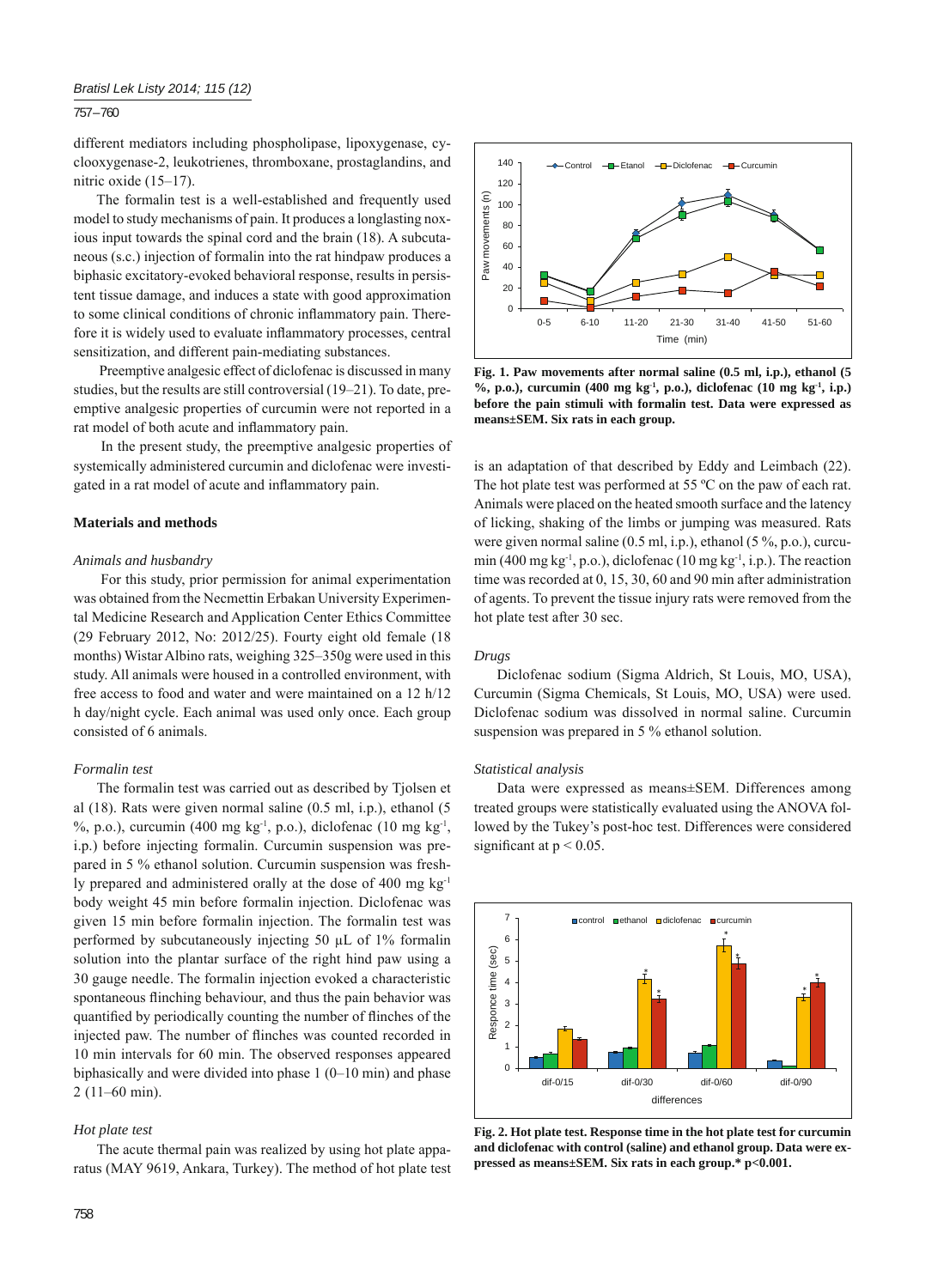different mediators including phospholipase, lipoxygenase, cyclooxygenase-2, leukotrienes, thromboxane, prostaglandins, and nitric oxide (15–17).

The formalin test is a well-established and frequently used model to study mechanisms of pain. It produces a longlasting noxious input towards the spinal cord and the brain (18). A subcutaneous (s.c.) injection of formalin into the rat hindpaw produces a biphasic excitatory-evoked behavioral response, results in persistent tissue damage, and induces a state with good approximation to some clinical conditions of chronic inflammatory pain. Therefore it is widely used to evaluate inflammatory processes, central sensitization, and different pain-mediating substances.

Preemptive analgesic effect of diclofenac is discussed in many studies, but the results are still controversial (19–21). To date, preemptive analgesic properties of curcumin were not reported in a rat model of both acute and inflammatory pain.

In the present study, the preemptive analgesic properties of systemically administered curcumin and diclofenac were investigated in a rat model of acute and inflammatory pain.

## Materials and methods

### *Animals and husbandry*

For this study, prior permission for animal experimentation was obtained from the Necmettin Erbakan University Experimental Medicine Research and Application Center Ethics Committee (29 February 2012, No: 2012/25). Fourty eight old female (18 months) Wistar Albino rats, weighing 325–350g were used in this study. All animals were housed in a controlled environment, with free access to food and water and were maintained on a 12 h/12 h day/night cycle. Each animal was used only once. Each group consisted of 6 animals.

### *Formalin test*

The formalin test was carried out as described by Tjolsen et al (18). Rats were given normal saline (0.5 ml, i.p.), ethanol (5 %, p.o.), curcumin (400 mg $kg^{-1}$, p.o.), diclofenac (10 mg $kg^{-1}$, i.p.) before injecting formalin. Curcumin suspension was prepared in 5 % ethanol solution. Curcumin suspension was freshly prepared and administered orally at the dose of 400 mg $kg^{-1}$ body weight 45 min before formalin injection. Diclofenac was given 15 min before formalin injection. The formalin test was performed by subcutaneously injecting 50 μL of 1% formalin solution into the plantar surface of the right hind paw using a 30 gauge needle. The formalin injection evoked a characteristic spontaneous flinching behaviour, and thus the pain behavior was quantified by periodically counting the number of flinches of the injected paw. The number of flinches was counted recorded in 10 min intervals for 60 min. The observed responses appeared biphasically and were divided into phase 1 (0–10 min) and phase 2 (11–60 min).

### *Hot plate test*

The acute thermal pain was realized by using hot plate apparatus (MAY 9619, Ankara, Turkey). The method of hot plate test is an adaptation of that described by Eddy and Leimbach (22). The hot plate test was performed at 55 ºC on the paw of each rat. Animals were placed on the heated smooth surface and the latency of licking, shaking of the limbs or jumping was measured. Rats were given normal saline (0.5 ml, i.p.), ethanol (5 %, p.o.), curcumin (400 mg $kg^{-1}$, p.o.), diclofenac (10 mg $kg^{-1}$, i.p.). The reaction time was recorded at 0, 15, 30, 60 and 90 min after administration of agents. To prevent the tissue injury rats were removed from the hot plate test after 30 sec.

**Fig. 1. Paw movements after normal saline (0.5 ml, i.p.), ethanol (5 %, p.o.), curcumin (400 mg $kg^{-1}$, p.o.), diclofenac (10 mg $kg^{-1}$, i.p.) before the pain stimuli with formalin test. Data were expressed as means±SEM. Six rats in each group.**

### *Drugs*

Diclofenac sodium (Sigma Aldrich, St Louis, MO, USA), Curcumin (Sigma Chemicals, St Louis, MO, USA) were used. Diclofenac sodium was dissolved in normal saline. Curcumin suspension was prepared in 5 % ethanol solution.

### *Statistical analysis*

Data were expressed as means±SEM. Differences among treated groups were statistically evaluated using the ANOVA followed by the Tukey's post-hoc test. Differences were considered significant at $p < 0.05$.

**Fig. 2. Hot plate test. Response time in the hot plate test for curcumin and diclofenac with control (saline) and ethanol group. Data were expressed as means±SEM. Six rats in each group.* p<0.001.**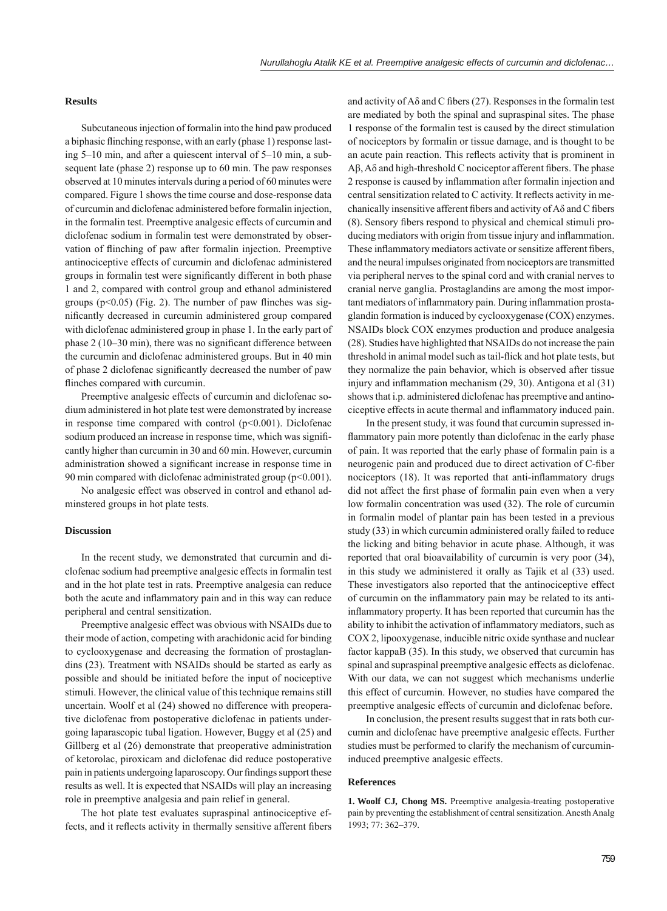## Results

Subcutaneous injection of formalin into the hind paw produced a biphasic flinching response, with an early (phase 1) response lasting 5–10 min, and after a quiescent interval of 5–10 min, a subsequent late (phase 2) response up to 60 min. The paw responses observed at 10 minutes intervals during a period of 60 minutes were compared. Figure 1 shows the time course and dose-response data of curcumin and diclofenac administered before formalin injection, in the formalin test. Preemptive analgesic effects of curcumin and diclofenac sodium in formalin test were demonstrated by observation of flinching of paw after formalin injection. Preemptive antinociceptive effects of curcumin and diclofenac administered groups in formalin test were significantly different in both phase 1 and 2, compared with control group and ethanol administered groups ($p<0.05$) (Fig. 2). The number of paw flinches was significantly decreased in curcumin administered group compared with diclofenac administered group in phase 1. In the early part of phase 2 (10–30 min), there was no significant difference between the curcumin and diclofenac administered groups. But in 40 min of phase 2 diclofenac significantly decreased the number of paw flinches compared with curcumin.

Preemptive analgesic effects of curcumin and diclofenac sodium administered in hot plate test were demonstrated by increase in response time compared with control ($p<0.001$). Diclofenac sodium produced an increase in response time, which was significantly higher than curcumin in 30 and 60 min. However, curcumin administration showed a significant increase in response time in 90 min compared with diclofenac administrated group ($p<0.001$).

No analgesic effect was observed in control and ethanol adminstered groups in hot plate tests.

## Discussion

In the recent study, we demonstrated that curcumin and diclofenac sodium had preemptive analgesic effects in formalin test and in the hot plate test in rats. Preemptive analgesia can reduce both the acute and inflammatory pain and in this way can reduce peripheral and central sensitization.

Preemptive analgesic effect was obvious with NSAIDs due to their mode of action, competing with arachidonic acid for binding to cyclooxygenase and decreasing the formation of prostaglandins (23). Treatment with NSAIDs should be started as early as possible and should be initiated before the input of nociceptive stimuli. However, the clinical value of this technique remains still uncertain. Woolf et al (24) showed no difference with preoperative diclofenac from postoperative diclofenac in patients undergoing laparascopic tubal ligation. However, Buggy et al (25) and Gillberg et al (26) demonstrate that preoperative administration of ketorolac, piroxicam and diclofenac did reduce postoperative pain in patients undergoing laparoscopy. Our findings support these results as well. It is expected that NSAIDs will play an increasing role in preemptive analgesia and pain relief in general.

The hot plate test evaluates supraspinal antinociceptive effects, and it reflects activity in thermally sensitive afferent fibers and activity of Aδ and C fibers (27). Responses in the formalin test are mediated by both the spinal and supraspinal sites. The phase 1 response of the formalin test is caused by the direct stimulation of nociceptors by formalin or tissue damage, and is thought to be an acute pain reaction. This reflects activity that is prominent in Aβ, Aδ and high-threshold C nociceptor afferent fibers. The phase 2 response is caused by inflammation after formalin injection and central sensitization related to C activity. It reflects activity in mechanically insensitive afferent fibers and activity of Aδ and C fibers (8). Sensory fibers respond to physical and chemical stimuli producing mediators with origin from tissue injury and inflammation. These inflammatory mediators activate or sensitize afferent fibers, and the neural impulses originated from nociceptors are transmitted via peripheral nerves to the spinal cord and with cranial nerves to cranial nerve ganglia. Prostaglandins are among the most important mediators of inflammatory pain. During inflammation prostaglandin formation is induced by cyclooxygenase (COX) enzymes. NSAIDs block COX enzymes production and produce analgesia (28). Studies have highlighted that NSAIDs do not increase the pain threshold in animal model such as tail-flick and hot plate tests, but they normalize the pain behavior, which is observed after tissue injury and inflammation mechanism (29, 30). Antigona et al (31) shows that i.p. administered diclofenac has preemptive and antinociceptive effects in acute thermal and inflammatory induced pain.

In the present study, it was found that curcumin supressed inflammatory pain more potently than diclofenac in the early phase of pain. It was reported that the early phase of formalin pain is a neurogenic pain and produced due to direct activation of C-fiber nociceptors (18). It was reported that anti-inflammatory drugs did not affect the first phase of formalin pain even when a very low formalin concentration was used (32). The role of curcumin in formalin model of plantar pain has been tested in a previous study (33) in which curcumin administered orally failed to reduce the licking and biting behavior in acute phase. Although, it was reported that oral bioavailability of curcumin is very poor (34), in this study we administered it orally as Tajik et al (33) used. These investigators also reported that the antinociceptive effect of curcumin on the inflammatory pain may be related to its anti-inflammatory property. It has been reported that curcumin has the ability to inhibit the activation of inflammatory mediators, such as COX 2, lipooxygenase, inducible nitric oxide synthase and nuclear factor kappaB (35). In this study, we observed that curcumin has spinal and supraspinal preemptive analgesic effects as diclofenac. With our data, we can not suggest which mechanisms underlie this effect of curcumin. However, no studies have compared the preemptive analgesic effects of curcumin and diclofenac before.

In conclusion, the present results suggest that in rats both curcumin and diclofenac have preemptive analgesic effects. Further studies must be performed to clarify the mechanism of curcumin-induced preemptive analgesic effects.

## References

**1. Woolf CJ, Chong MS.** Preemptive analgesia-treating postoperative pain by preventing the establishment of central sensitization. Anesth Analg 1993; 77: 362–379.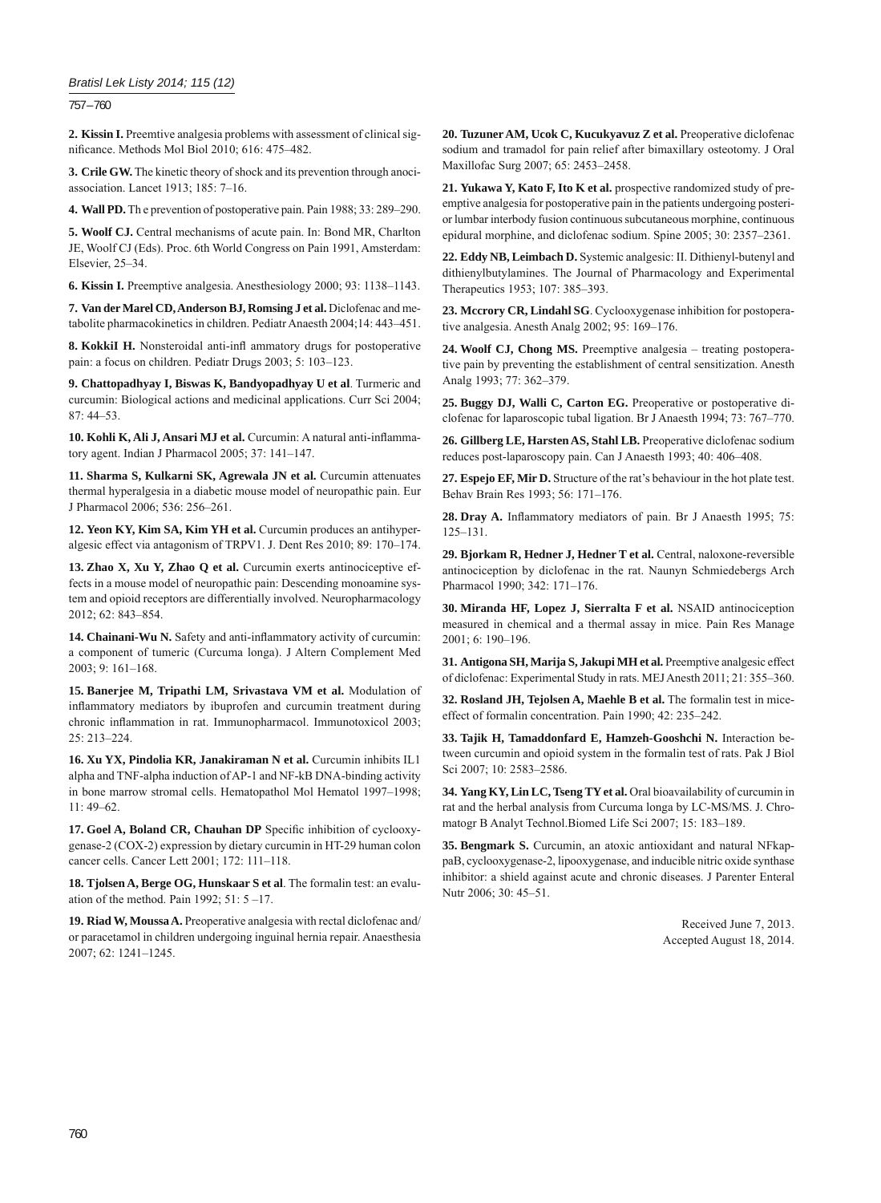**2. Kissin I.** Preemptive analgesia problems with assessment of clinical significance. Methods Mol Biol 2010; 616: 475–482.

**3. Crile GW.** The kinetic theory of shock and its prevention through anociassociation. Lancet 1913; 185: 7–16.

**4. Wall PD.** Th e prevention of postoperative pain. Pain 1988; 33: 289–290.

**5. Woolf CJ.** Central mechanisms of acute pain. In: Bond MR, Charlton JE, Woolf CJ (Eds). Proc. 6th World Congress on Pain 1991, Amsterdam: Elsevier, 25–34.

**6. Kissin I.** Preemptive analgesia. Anesthesiology 2000; 93: 1138–1143.

**7. Van der Marel CD, Anderson BJ, Romsing J et al.** Diclofenac and metabolite pharmacokinetics in children. Pediatr Anaesth 2004;14: 443–451.

**8. KokkiI H.** Nonsteroidal anti-infl ammatory drugs for postoperative pain: a focus on children. Pediatr Drugs 2003; 5: 103–123.

**9. Chattopadhyay I, Biswas K, Bandyopadhyay U et al**. Turmeric and curcumin: Biological actions and medicinal applications. Curr Sci 2004; 87: 44–53.

**10. Kohli K, Ali J, Ansari MJ et al.** Curcumin: A natural anti-inflammatory agent. Indian J Pharmacol 2005; 37: 141–147.

**11. Sharma S, Kulkarni SK, Agrewala JN et al.** Curcumin attenuates thermal hyperalgesia in a diabetic mouse model of neuropathic pain. Eur J Pharmacol 2006; 536: 256–261.

**12. Yeon KY, Kim SA, Kim YH et al.** Curcumin produces an antihyperalgesic effect via antagonism of TRPV1. J. Dent Res 2010; 89: 170–174.

**13. Zhao X, Xu Y, Zhao Q et al.** Curcumin exerts antinociceptive effects in a mouse model of neuropathic pain: Descending monoamine system and opioid receptors are differentially involved. Neuropharmacology 2012; 62: 843–854.

**14. Chainani-Wu N.** Safety and anti-inflammatory activity of curcumin: a component of tumeric (Curcuma longa). J Altern Complement Med 2003; 9: 161–168.

**15. Banerjee M, Tripathi LM, Srivastava VM et al.** Modulation of inflammatory mediators by ibuprofen and curcumin treatment during chronic inflammation in rat. Immunopharmacol. Immunotoxicol 2003; 25: 213–224.

**16. Xu YX, Pindolia KR, Janakiraman N et al.** Curcumin inhibits IL1 alpha and TNF-alpha induction of AP-1 and NF-kB DNA-binding activity in bone marrow stromal cells. Hematopathol Mol Hematol 1997–1998; 11: 49–62.

**17. Goel A, Boland CR, Chauhan DP** Specific inhibition of cyclooxygenase-2 (COX-2) expression by dietary curcumin in HT-29 human colon cancer cells. Cancer Lett 2001; 172: 111–118.

**18. Tjolsen A, Berge OG, Hunskaar S et al**. The formalin test: an evaluation of the method. Pain 1992; 51: 5 –17.

**19. Riad W, Moussa A.** Preoperative analgesia with rectal diclofenac and/or paracetamol in children undergoing inguinal hernia repair. Anaesthesia 2007; 62: 1241–1245.

**20. Tuzuner AM, Ucok C, Kucukyavuz Z et al.** Preoperative diclofenac sodium and tramadol for pain relief after bimaxillary osteotomy. J Oral Maxillofac Surg 2007; 65: 2453–2458.

**21. Yukawa Y, Kato F, Ito K et al.** prospective randomized study of preemptive analgesia for postoperative pain in the patients undergoing posterior lumbar interbody fusion continuous subcutaneous morphine, continuous epidural morphine, and diclofenac sodium. Spine 2005; 30: 2357–2361.

**22. Eddy NB, Leimbach D.** Systemic analgesic: II. Dithienyl-butenyl and dithienylbutylamines. The Journal of Pharmacology and Experimental Therapeutics 1953; 107: 385–393.

**23. Mccrory CR, Lindahl SG**. Cyclooxygenase inhibition for postoperative analgesia. Anesth Analg 2002; 95: 169–176.

**24. Woolf CJ, Chong MS.** Preemptive analgesia – treating postoperative pain by preventing the establishment of central sensitization. Anesth Analg 1993; 77: 362–379.

**25. Buggy DJ, Walli C, Carton EG.** Preoperative or postoperative diclofenac for laparoscopic tubal ligation. Br J Anaesth 1994; 73: 767–770.

**26. Gillberg LE, Harsten AS, Stahl LB.** Preoperative diclofenac sodium reduces post-laparoscopy pain. Can J Anaesth 1993; 40: 406–408.

**27. Espejo EF, Mir D.** Structure of the rat's behaviour in the hot plate test. Behav Brain Res 1993; 56: 171–176.

**28. Dray A.** Inflammatory mediators of pain. Br J Anaesth 1995; 75: 125–131.

**29. Bjorkam R, Hedner J, Hedner T et al.** Central, naloxone-reversible antinociception by diclofenac in the rat. Naunyn Schmiedebergs Arch Pharmacol 1990; 342: 171–176.

**30. Miranda HF, Lopez J, Sierralta F et al.** NSAID antinociception measured in chemical and a thermal assay in mice. Pain Res Manage 2001; 6: 190–196.

**31. Antigona SH, Marija S, Jakupi MH et al.** Preemptive analgesic effect of diclofenac: Experimental Study in rats. MEJ Anesth 2011; 21: 355–360.

**32. Rosland JH, Tejolsen A, Maehle B et al.** The formalin test in mice-effect of formalin concentration. Pain 1990; 42: 235–242.

**33. Tajik H, Tamaddonfard E, Hamzeh-Gooshchi N.** Interaction between curcumin and opioid system in the formalin test of rats. Pak J Biol Sci 2007; 10: 2583–2586.

**34. Yang KY, Lin LC, Tseng TY et al.** Oral bioavailability of curcumin in rat and the herbal analysis from Curcuma longa by LC-MS/MS. J. Chromatogr B Analyt Technol.Biomed Life Sci 2007; 15: 183–189.

**35. Bengmark S.** Curcumin, an atoxic antioxidant and natural NFkappaB, cyclooxygenase-2, lipooxygenase, and inducible nitric oxide synthase inhibitor: a shield against acute and chronic diseases. J Parenter Enteral Nutr 2006; 30: 45–51.

Received June 7, 2013.
Accepted August 18, 2014.